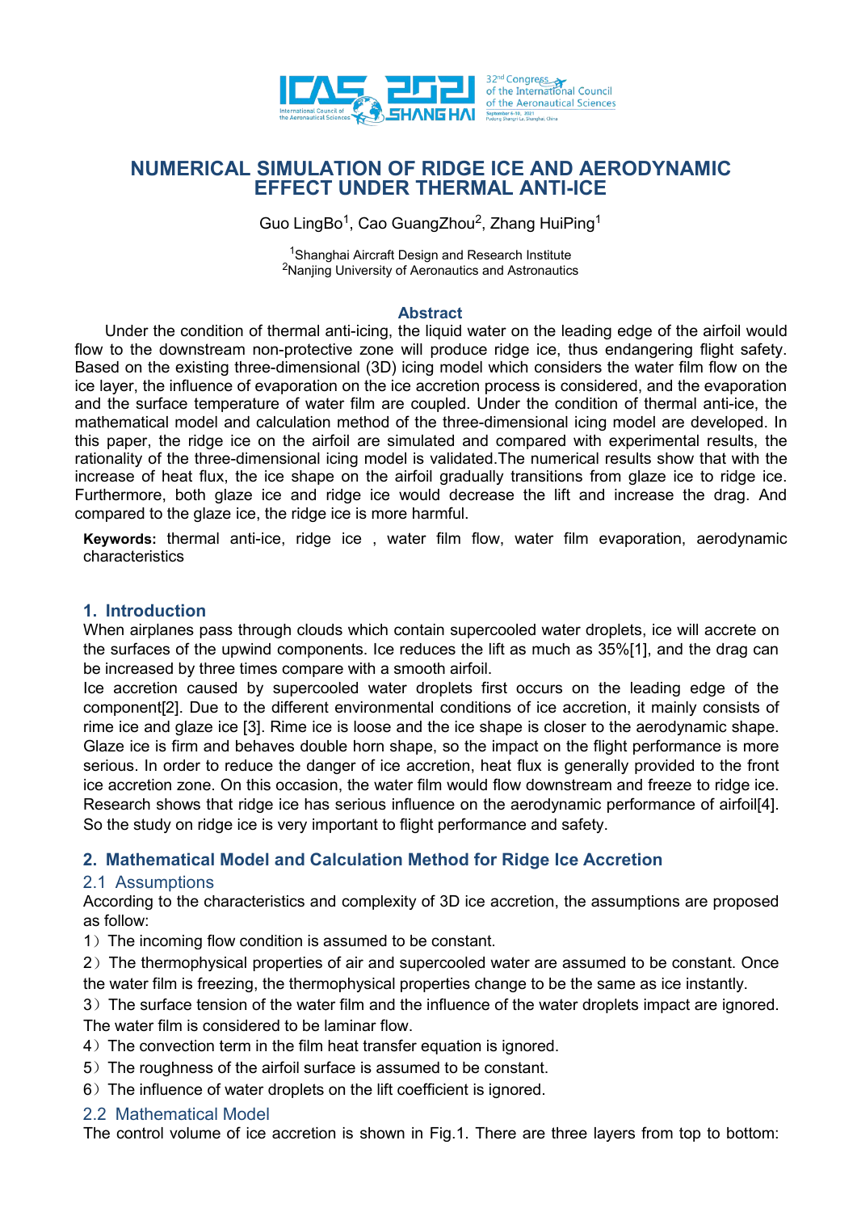# NUMERICAL SIMULATION OF RIDGE ICE AND AERODYNAMIC EFFECT UNDER THERMAL ANTI-ICE

Guo LingBo[1], Cao GuangZhou[2], Zhang HuiPing[1]

[1]Shanghai Aircraft Design and Research Institute
[2]Nanjing University of Aeronautics and Astronautics

## Abstract

Under the condition of thermal anti-icing, the liquid water on the leading edge of the airfoil would flow to the downstream non-protective zone will produce ridge ice, thus endangering flight safety. Based on the existing three-dimensional (3D) icing model which considers the water film flow on the ice layer, the influence of evaporation on the ice accretion process is considered, and the evaporation and the surface temperature of water film are coupled. Under the condition of thermal anti-ice, the mathematical model and calculation method of the three-dimensional icing model are developed. In this paper, the ridge ice on the airfoil are simulated and compared with experimental results, the rationality of the three-dimensional icing model is validated.The numerical results show that with the increase of heat flux, the ice shape on the airfoil gradually transitions from glaze ice to ridge ice. Furthermore, both glaze ice and ridge ice would decrease the lift and increase the drag. And compared to the glaze ice, the ridge ice is more harmful.

**Keywords:** thermal anti-ice, ridge ice , water film flow, water film evaporation, aerodynamic characteristics

## 1. Introduction

When airplanes pass through clouds which contain supercooled water droplets, ice will accrete on the surfaces of the upwind components. Ice reduces the lift as much as 35%[1], and the drag can be increased by three times compare with a smooth airfoil.

Ice accretion caused by supercooled water droplets first occurs on the leading edge of the component[2]. Due to the different environmental conditions of ice accretion, it mainly consists of rime ice and glaze ice [3]. Rime ice is loose and the ice shape is closer to the aerodynamic shape. Glaze ice is firm and behaves double horn shape, so the impact on the flight performance is more serious. In order to reduce the danger of ice accretion, heat flux is generally provided to the front ice accretion zone. On this occasion, the water film would flow downstream and freeze to ridge ice. Research shows that ridge ice has serious influence on the aerodynamic performance of airfoil[4]. So the study on ridge ice is very important to flight performance and safety.

## 2. Mathematical Model and Calculation Method for Ridge Ice Accretion

### 2.1 Assumptions

According to the characteristics and complexity of 3D ice accretion, the assumptions are proposed as follow:

1）The incoming flow condition is assumed to be constant.

2）The thermophysical properties of air and supercooled water are assumed to be constant. Once the water film is freezing, the thermophysical properties change to be the same as ice instantly.

3）The surface tension of the water film and the influence of the water droplets impact are ignored. The water film is considered to be laminar flow.

4）The convection term in the film heat transfer equation is ignored.

5）The roughness of the airfoil surface is assumed to be constant.

6）The influence of water droplets on the lift coefficient is ignored.

### 2.2 Mathematical Model

The control volume of ice accretion is shown in Fig.1. There are three layers from top to bottom: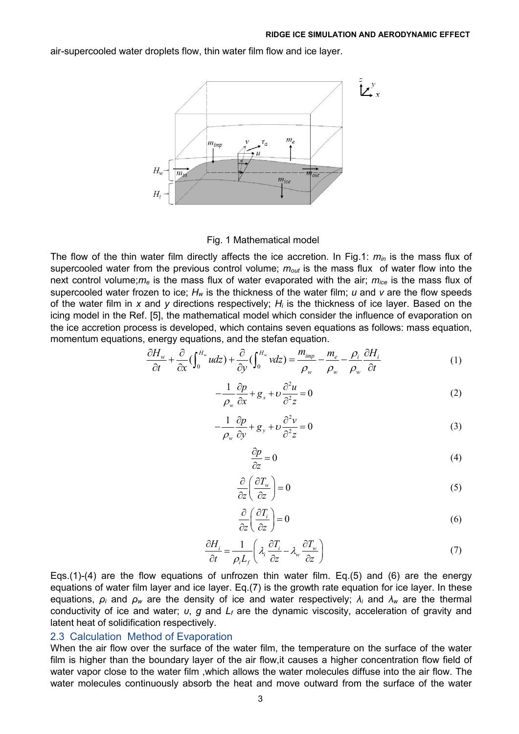air-supercooled water droplets flow, thin water film flow and ice layer.

Fig. 1 Mathematical model

The flow of the thin water film directly affects the ice accretion. In Fig.1: $m_{in}$ is the mass flux of supercooled water from the previous control volume; $m_{out}$ is the mass flux of water flow into the next control volume;$m_e$ is the mass flux of water evaporated with the air; $m_{ice}$ is the mass flux of supercooled water frozen to ice; $H_w$ is the thickness of the water film; $u$ and $v$ are the flow speeds of the water film in $x$ and $y$ directions respectively; $H_i$ is the thickness of ice layer. Based on the icing model in the Ref. [5], the mathematical model which consider the influence of evaporation on the ice accretion process is developed, which contains seven equations as follows: mass equation, momentum equations, energy equations, and the stefan equation.

$$\frac{\partial H_w}{\partial t}+\frac{\partial}{\partial x}\left(\int_0^{H_w} u dz\right)+\frac{\partial}{\partial y}\left(\int_0^{H_w} v dz\right)=\frac{m_{imp}}{\rho_w}-\frac{m_e}{\rho_w}-\frac{\rho_i}{\rho_w}\frac{\partial H_i}{\partial t} \tag{1}$$

$$-\frac{1}{\rho_w}\frac{\partial p}{\partial x}+g_x+\upsilon\frac{\partial^2 u}{\partial^2 z}=0 \tag{2}$$

$$-\frac{1}{\rho_w}\frac{\partial p}{\partial y}+g_y+\upsilon\frac{\partial^2 v}{\partial^2 z}=0 \tag{3}$$

$$\frac{\partial p}{\partial z}=0 \tag{4}$$

$$\frac{\partial}{\partial z}\left(\frac{\partial T_w}{\partial z}\right)=0 \tag{5}$$

$$\frac{\partial}{\partial z}\left(\frac{\partial T_i}{\partial z}\right)=0 \tag{6}$$

$$\frac{\partial H_i}{\partial t}=\frac{1}{\rho_i L_f}\left(\lambda_i\frac{\partial T_i}{\partial z}-\lambda_w\frac{\partial T_w}{\partial z}\right) \tag{7}$$

Eqs.(1)-(4) are the flow equations of unfrozen thin water film. Eq.(5) and (6) are the energy equations of water film layer and ice layer. Eq.(7) is the growth rate equation for ice layer. In these equations, $\rho_i$ and $\rho_w$ are the density of ice and water respectively; $\lambda_i$ and $\lambda_w$ are the thermal conductivity of ice and water; $\upsilon$, $g$ and $L_f$ are the dynamic viscosity, acceleration of gravity and latent heat of solidification respectively.

### 2.3 Calculation Method of Evaporation

When the air flow over the surface of the water film, the temperature on the surface of the water film is higher than the boundary layer of the air flow,it causes a higher concentration flow field of water vapor close to the water film ,which allows the water molecules diffuse into the air flow. The water molecules continuously absorb the heat and move outward from the surface of the water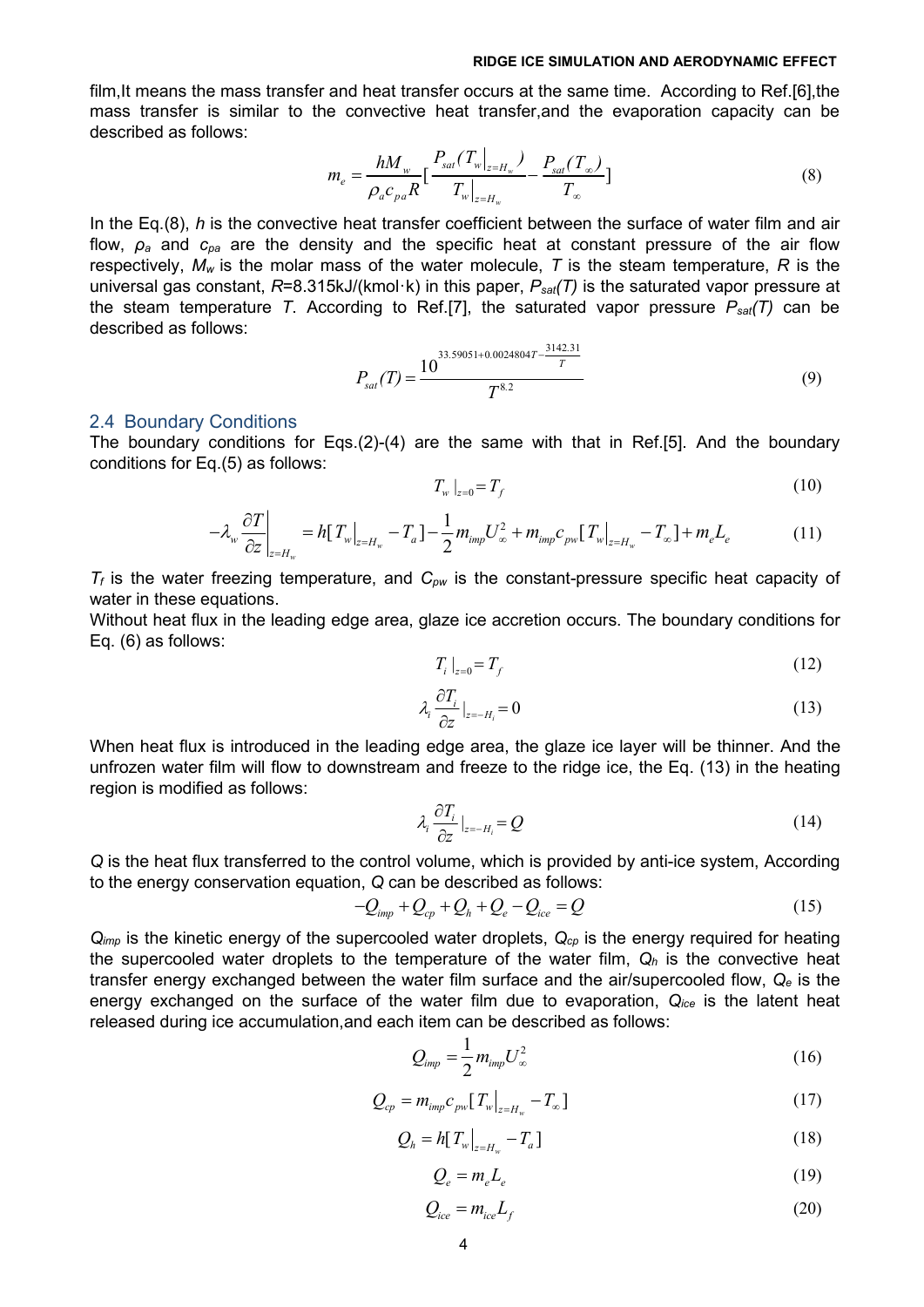film,It means the mass transfer and heat transfer occurs at the same time. According to Ref.[6],the mass transfer is similar to the convective heat transfer,and the evaporation capacity can be described as follows:

$$m_e = \frac{hM_w}{\rho_a c_{pa} R}\left[\frac{P_{sat}(T_w|_{z=H_w})}{T_w|_{z=H_w}} - \frac{P_{sat}(T_\infty)}{T_\infty}\right] \tag{8}$$

In the Eq.(8), $h$ is the convective heat transfer coefficient between the surface of water film and air flow, $\rho_a$ and $c_{pa}$ are the density and the specific heat at constant pressure of the air flow respectively, $M_w$ is the molar mass of the water molecule, $T$ is the steam temperature, $R$ is the universal gas constant, $R$=8.315kJ/(kmol·k) in this paper, $P_{sat}(T)$ is the saturated vapor pressure at the steam temperature $T$. According to Ref.[7], the saturated vapor pressure $P_{sat}(T)$ can be described as follows:

$$P_{sat}(T) = \frac{10^{33.59051+0.00248804T-\frac{3142.31}{T}}}{T^{8.2}} \tag{9}$$

## 2.4 Boundary Conditions

The boundary conditions for Eqs.(2)-(4) are the same with that in Ref.[5]. And the boundary conditions for Eq.(5) as follows:

$$T_w|_{z=0} = T_f \tag{10}$$

$$-\lambda_w \frac{\partial T}{\partial z}\bigg|_{z=H_w} = h[T_w|_{z=H_w} - T_a] - \frac{1}{2}m_{imp}U_\infty^2 + m_{imp}c_{pw}[T_w|_{z=H_w} - T_\infty] + m_e L_e \tag{11}$$

$T_f$ is the water freezing temperature, and $C_{pw}$ is the constant-pressure specific heat capacity of water in these equations.

Without heat flux in the leading edge area, glaze ice accretion occurs. The boundary conditions for Eq. (6) as follows:

$$T_i|_{z=0} = T_f \tag{12}$$

$$\lambda_i \frac{\partial T_i}{\partial z}|_{z=-H_i} = 0 \tag{13}$$

When heat flux is introduced in the leading edge area, the glaze ice layer will be thinner. And the unfrozen water film will flow to downstream and freeze to the ridge ice, the Eq. (13) in the heating region is modified as follows:

$$\lambda_i \frac{\partial T_i}{\partial z}|_{z=-H_i} = Q \tag{14}$$

$Q$ is the heat flux transferred to the control volume, which is provided by anti-ice system, According to the energy conservation equation, $Q$ can be described as follows:

$$-Q_{imp} + Q_{cp} + Q_h + Q_e - Q_{ice} = Q \tag{15}$$

$Q_{imp}$ is the kinetic energy of the supercooled water droplets, $Q_{cp}$ is the energy required for heating the supercooled water droplets to the temperature of the water film, $Q_h$ is the convective heat transfer energy exchanged between the water film surface and the air/supercooled flow, $Q_e$ is the energy exchanged on the surface of the water film due to evaporation, $Q_{ice}$ is the latent heat released during ice accumulation,and each item can be described as follows:

$$Q_{imp} = \frac{1}{2}m_{imp}U_\infty^2 \tag{16}$$

$$Q_{cp} = m_{imp}c_{pw}[T_w|_{H_w} - T_\infty] \tag{17}$$

$$Q_h = h[T_w|_{z=H_w} - T_a] \tag{18}$$

$$Q_e = m_e L_e \tag{19}$$

$$Q_{ice} = m_{ice} L_f \tag{20}$$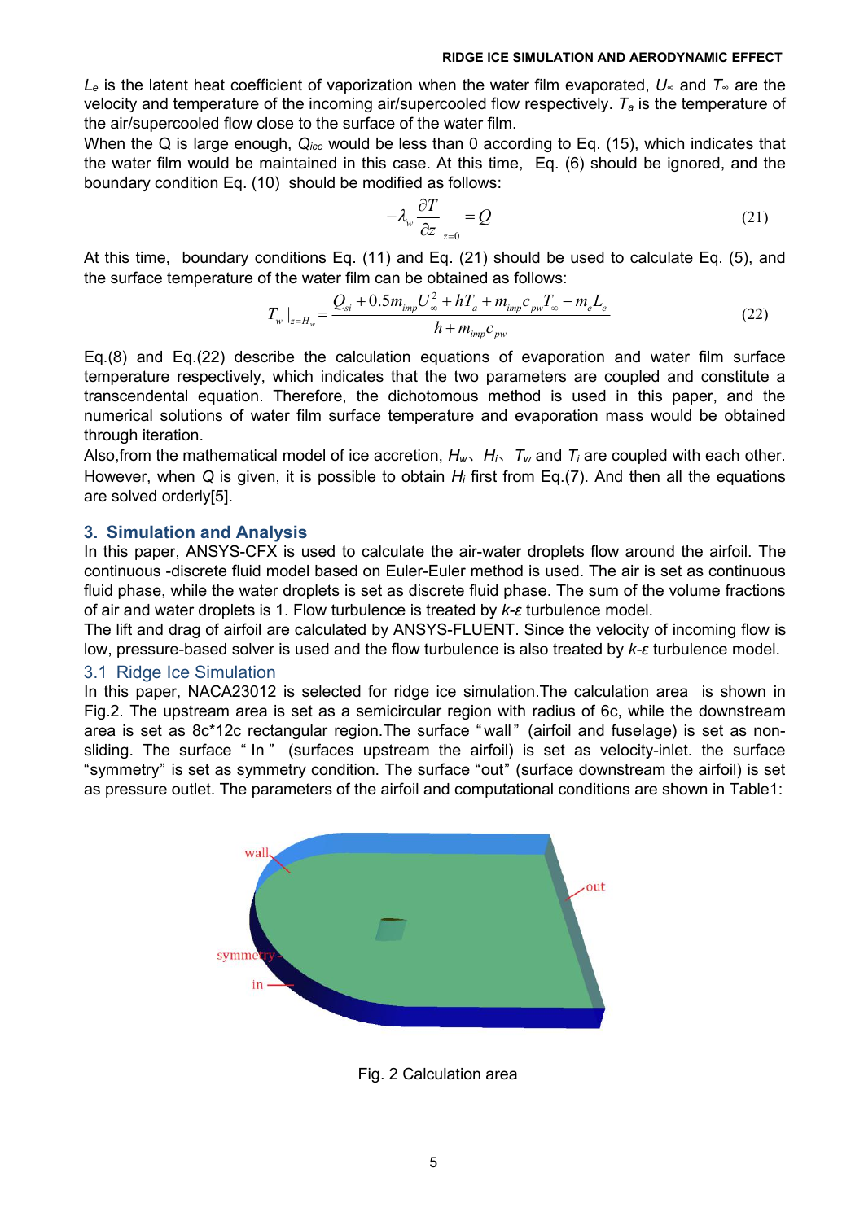$L_e$ is the latent heat coefficient of vaporization when the water film evaporated, $U_\infty$ and $T_\infty$ are the velocity and temperature of the incoming air/supercooled flow respectively. $T_a$ is the temperature of the air/supercooled flow close to the surface of the water film.

When the Q is large enough, $Q_{ice}$ would be less than 0 according to Eq. (15), which indicates that the water film would be maintained in this case. At this time, Eq. (6) should be ignored, and the boundary condition Eq. (10) should be modified as follows:

$$-\lambda_w \frac{\partial T}{\partial z}\bigg|_{z=0} = Q \tag{21}$$

At this time, boundary conditions Eq. (11) and Eq. (21) should be used to calculate Eq. (5), and the surface temperature of the water film can be obtained as follows:

$$T_w\,|_{z=H_w} = \frac{Q_{si} + 0.5 m_{imp} U_\infty^2 + h T_a + m_{imp} c_{pw} T_\infty - m_e L_e}{h + m_{imp} c_{pw}} \tag{22}$$

Eq.(8) and Eq.(22) describe the calculation equations of evaporation and water film surface temperature respectively, which indicates that the two parameters are coupled and constitute a transcendental equation. Therefore, the dichotomous method is used in this paper, and the numerical solutions of water film surface temperature and evaporation mass would be obtained through iteration.

Also,from the mathematical model of ice accretion, $H_w$、$H_i$、$T_w$ and $T_i$ are coupled with each other. However, when $Q$ is given, it is possible to obtain $H_i$ first from Eq.(7). And then all the equations are solved orderly[5].

## 3. Simulation and Analysis

In this paper, ANSYS-CFX is used to calculate the air-water droplets flow around the airfoil. The continuous -discrete fluid model based on Euler-Euler method is used. The air is set as continuous fluid phase, while the water droplets is set as discrete fluid phase. The sum of the volume fractions of air and water droplets is 1. Flow turbulence is treated by *k-ε* turbulence model.

The lift and drag of airfoil are calculated by ANSYS-FLUENT. Since the velocity of incoming flow is low, pressure-based solver is used and the flow turbulence is also treated by *k-ε* turbulence model.

### 3.1 Ridge Ice Simulation

In this paper, NACA23012 is selected for ridge ice simulation.The calculation area is shown in Fig.2. The upstream area is set as a semicircular region with radius of 6c, while the downstream area is set as 8c*12c rectangular region.The surface "wall" (airfoil and fuselage) is set as non-sliding. The surface " In " (surfaces upstream the airfoil) is set as velocity-inlet. the surface "symmetry" is set as symmetry condition. The surface "out" (surface downstream the airfoil) is set as pressure outlet. The parameters of the airfoil and computational conditions are shown in Table1:

Fig. 2 Calculation area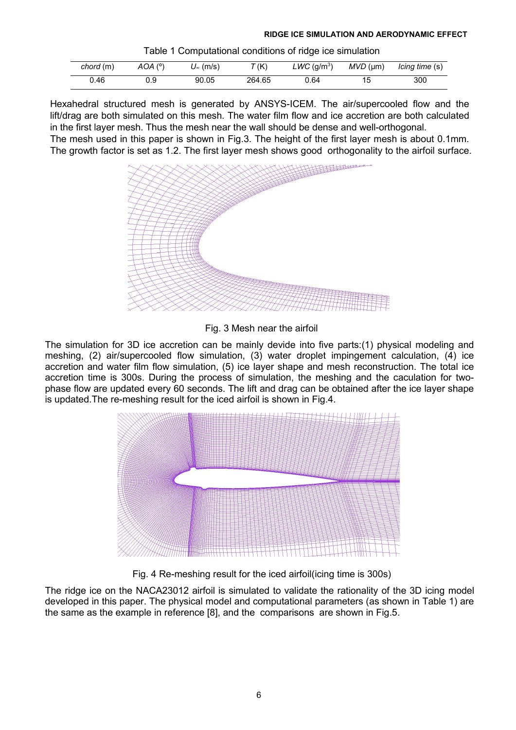Table 1 Computational conditions of ridge ice simulation

| *chord* (m) | *AOA* (°) | $U_\infty$ (m/s) | *T* (K) | *LWC* (g/m$^3$) | *MVD* (μm) | *Icing time* (s) |
|---|---|---|---|---|---|---|
| 0.46 | 0.9 | 90.05 | 264.65 | 0.64 | 15 | 300 |

Hexahedral structured mesh is generated by ANSYS-ICEM. The air/supercooled flow and the lift/drag are both simulated on this mesh. The water film flow and ice accretion are both calculated in the first layer mesh. Thus the mesh near the wall should be dense and well-orthogonal.
The mesh used in this paper is shown in Fig.3. The height of the first layer mesh is about 0.1mm. The growth factor is set as 1.2. The first layer mesh shows good orthogonality to the airfoil surface.

Fig. 3 Mesh near the airfoil

The simulation for 3D ice accretion can be mainly devide into five parts:(1) physical modeling and meshing, (2) air/supercooled flow simulation, (3) water droplet impingement calculation, (4) ice accretion and water film flow simulation, (5) ice layer shape and mesh reconstruction. The total ice accretion time is 300s. During the process of simulation, the meshing and the caculation for two-phase flow are updated every 60 seconds. The lift and drag can be obtained after the ice layer shape is updated.The re-meshing result for the iced airfoil is shown in Fig.4.

Fig. 4 Re-meshing result for the iced airfoil(icing time is 300s)

The ridge ice on the NACA23012 airfoil is simulated to validate the rationality of the 3D icing model developed in this paper. The physical model and computational parameters (as shown in Table 1) are the same as the example in reference [8], and the comparisons are shown in Fig.5.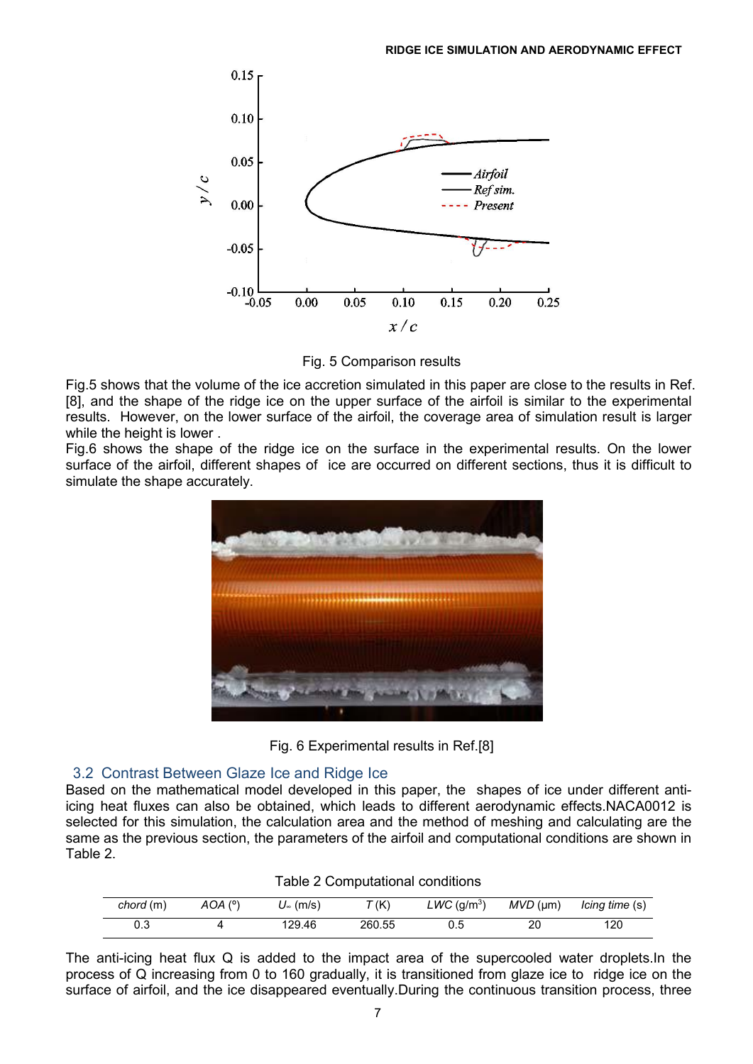Fig. 5 Comparison results

Fig.5 shows that the volume of the ice accretion simulated in this paper are close to the results in Ref. [8], and the shape of the ridge ice on the upper surface of the airfoil is similar to the experimental results. However, on the lower surface of the airfoil, the coverage area of simulation result is larger while the height is lower .

Fig.6 shows the shape of the ridge ice on the surface in the experimental results. On the lower surface of the airfoil, different shapes of ice are occurred on different sections, thus it is difficult to simulate the shape accurately.

Fig. 6 Experimental results in Ref.[8]

## 3.2 Contrast Between Glaze Ice and Ridge Ice

Based on the mathematical model developed in this paper, the shapes of ice under different anti-icing heat fluxes can also be obtained, which leads to different aerodynamic effects.NACA0012 is selected for this simulation, the calculation area and the method of meshing and calculating are the same as the previous section, the parameters of the airfoil and computational conditions are shown in Table 2.

Table 2 Computational conditions

| *chord* (m) | *AOA* (°) | $U_\infty$ (m/s) | *T* (K) | *LWC* (g/m$^3$) | *MVD* (μm) | *Icing time* (s) |
|---|---|---|---|---|---|---|
| 0.3 | 4 | 129.46 | 260.55 | 0.5 | 20 | 120 |

The anti-icing heat flux Q is added to the impact area of the supercooled water droplets.In the process of Q increasing from 0 to 160 gradually, it is transitioned from glaze ice to ridge ice on the surface of airfoil, and the ice disappeared eventually.During the continuous transition process, three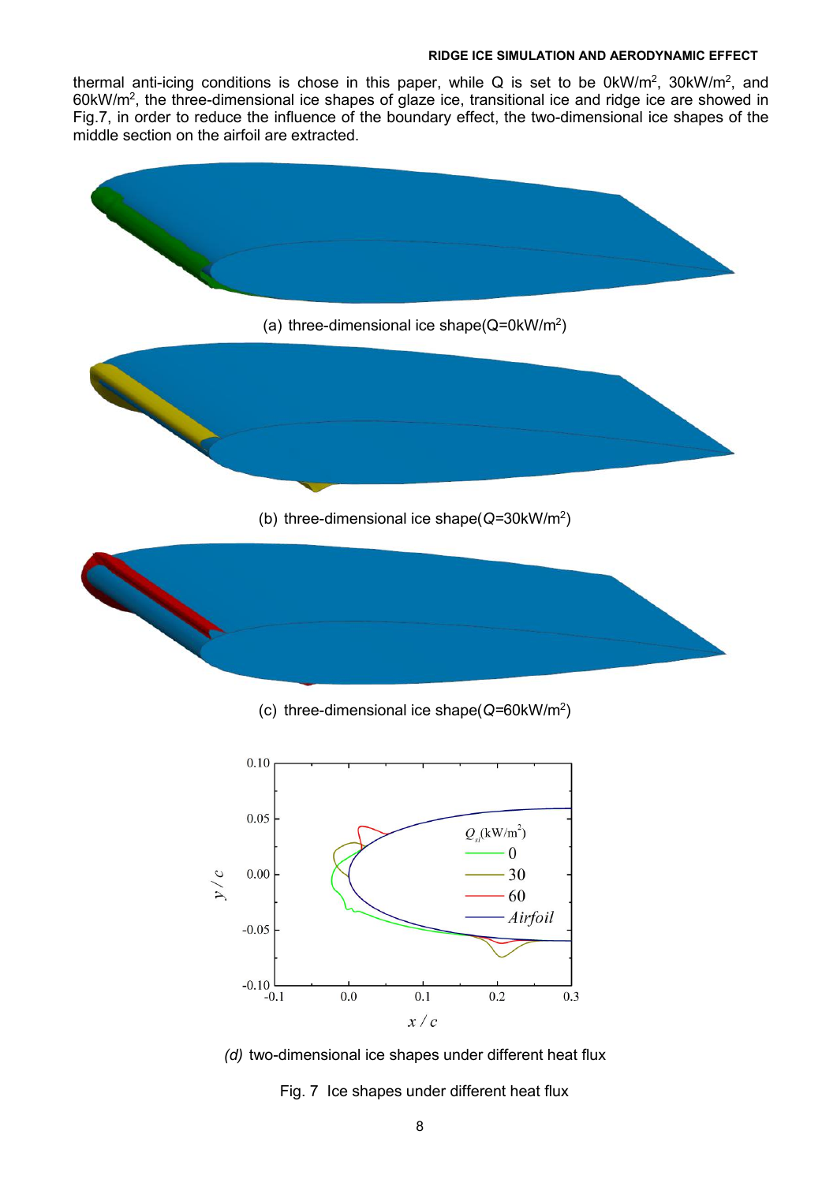thermal anti-icing conditions is chose in this paper, while Q is set to be 0kW/m$^2$, 30kW/m$^2$, and 60kW/m$^2$, the three-dimensional ice shapes of glaze ice, transitional ice and ridge ice are showed in Fig.7, in order to reduce the influence of the boundary effect, the two-dimensional ice shapes of the middle section on the airfoil are extracted.

(a) three-dimensional ice shape(Q=0kW/m$^2$)

(b) three-dimensional ice shape($Q$=30kW/m$^2$)

(c) three-dimensional ice shape($Q$=60kW/m$^2$)

*(d)* two-dimensional ice shapes under different heat flux

Fig. 7 Ice shapes under different heat flux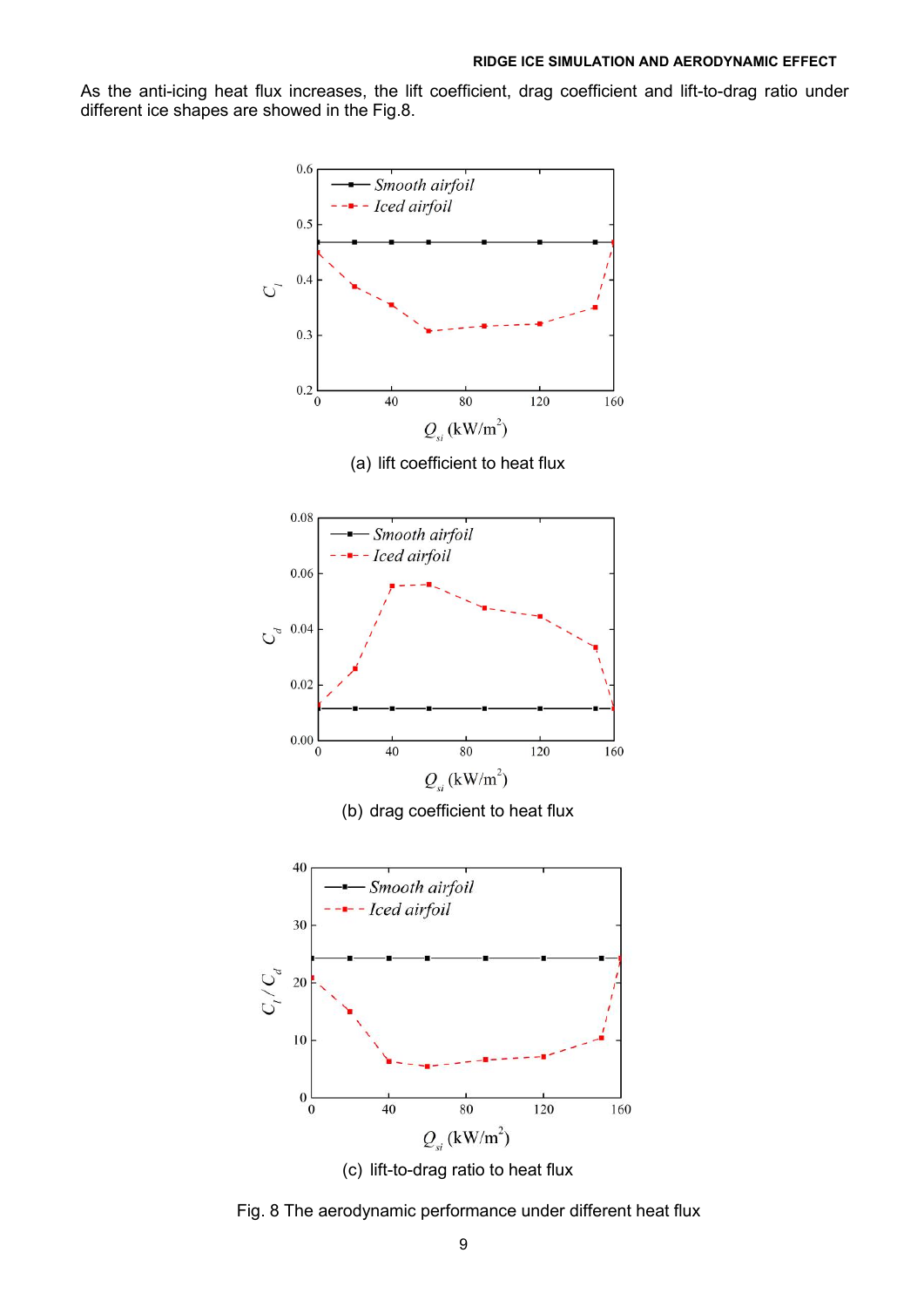As the anti-icing heat flux increases, the lift coefficient, drag coefficient and lift-to-drag ratio under different ice shapes are showed in the Fig.8.

(a) lift coefficient to heat flux

(b) drag coefficient to heat flux

(c) lift-to-drag ratio to heat flux

Fig. 8 The aerodynamic performance under different heat flux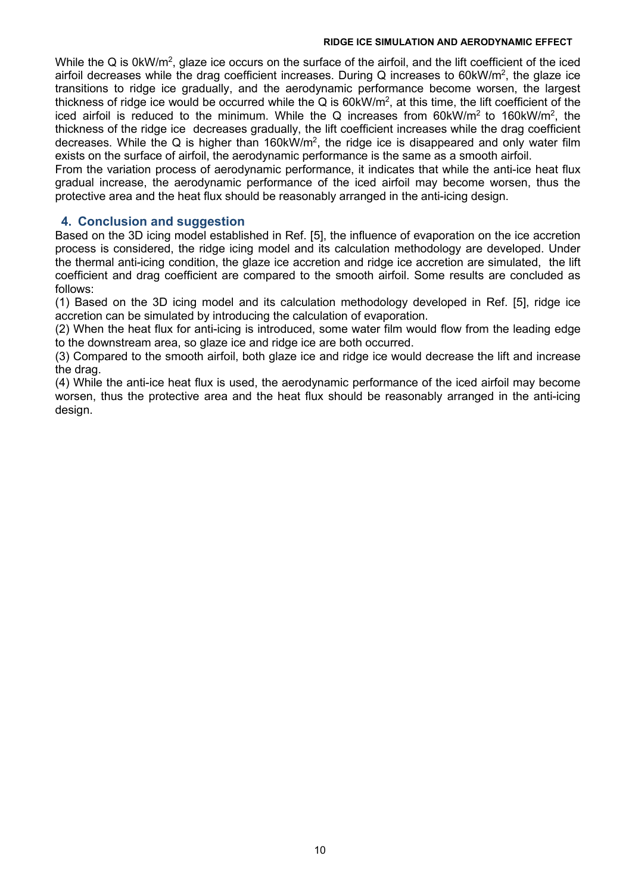While the Q is $0kW/m^2$, glaze ice occurs on the surface of the airfoil, and the lift coefficient of the iced airfoil decreases while the drag coefficient increases. During Q increases to $60kW/m^2$, the glaze ice transitions to ridge ice gradually, and the aerodynamic performance become worsen, the largest thickness of ridge ice would be occurred while the Q is $60kW/m^2$, at this time, the lift coefficient of the iced airfoil is reduced to the minimum. While the Q increases from $60kW/m^2$ to $160kW/m^2$, the thickness of the ridge ice decreases gradually, the lift coefficient increases while the drag coefficient decreases. While the Q is higher than $160kW/m^2$, the ridge ice is disappeared and only water film exists on the surface of airfoil, the aerodynamic performance is the same as a smooth airfoil.

From the variation process of aerodynamic performance, it indicates that while the anti-ice heat flux gradual increase, the aerodynamic performance of the iced airfoil may become worsen, thus the protective area and the heat flux should be reasonably arranged in the anti-icing design.

## 4. Conclusion and suggestion

Based on the 3D icing model established in Ref. [5], the influence of evaporation on the ice accretion process is considered, the ridge icing model and its calculation methodology are developed. Under the thermal anti-icing condition, the glaze ice accretion and ridge ice accretion are simulated, the lift coefficient and drag coefficient are compared to the smooth airfoil. Some results are concluded as follows:

(1) Based on the 3D icing model and its calculation methodology developed in Ref. [5], ridge ice accretion can be simulated by introducing the calculation of evaporation.

(2) When the heat flux for anti-icing is introduced, some water film would flow from the leading edge to the downstream area, so glaze ice and ridge ice are both occurred.

(3) Compared to the smooth airfoil, both glaze ice and ridge ice would decrease the lift and increase the drag.

(4) While the anti-ice heat flux is used, the aerodynamic performance of the iced airfoil may become worsen, thus the protective area and the heat flux should be reasonably arranged in the anti-icing design.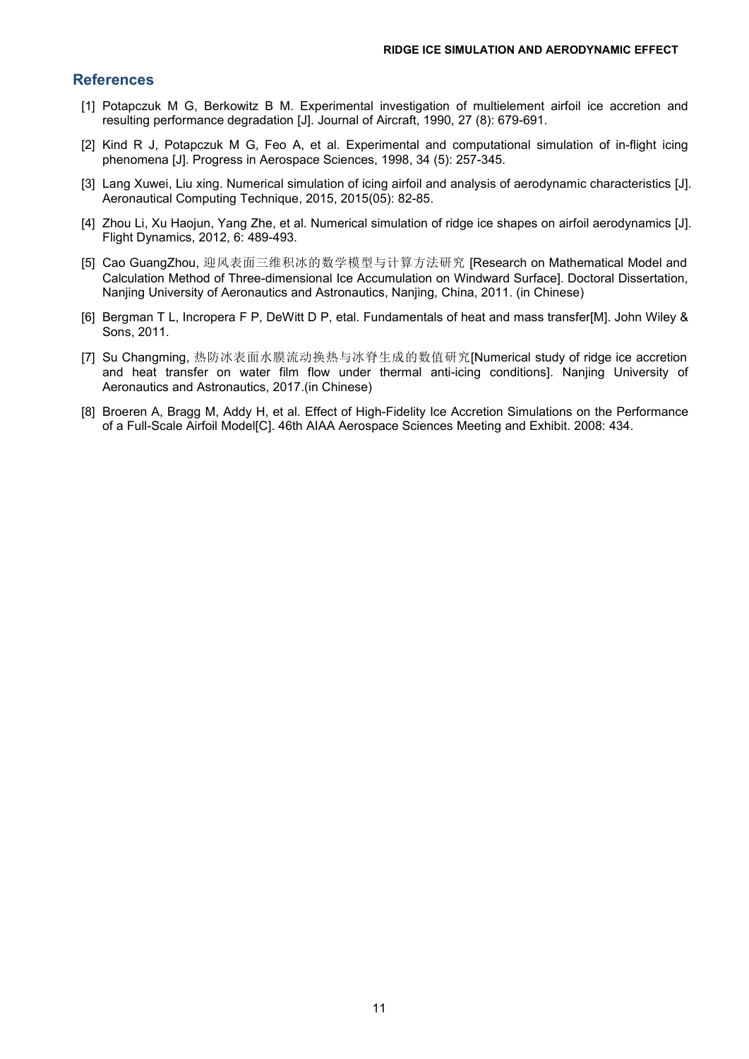## References

[1] Potapczuk M G, Berkowitz B M. Experimental investigation of multielement airfoil ice accretion and resulting performance degradation [J]. Journal of Aircraft, 1990, 27 (8): 679-691.

[2] Kind R J, Potapczuk M G, Feo A, et al. Experimental and computational simulation of in-flight icing phenomena [J]. Progress in Aerospace Sciences, 1998, 34 (5): 257-345.

[3] Lang Xuwei, Liu xing. Numerical simulation of icing airfoil and analysis of aerodynamic characteristics [J]. Aeronautical Computing Technique, 2015, 2015(05): 82-85.

[4] Zhou Li, Xu Haojun, Yang Zhe, et al. Numerical simulation of ridge ice shapes on airfoil aerodynamics [J]. Flight Dynamics, 2012, 6: 489-493.

[5] Cao GuangZhou, 迎风表面三维积冰的数学模型与计算方法研究 [Research on Mathematical Model and Calculation Method of Three-dimensional Ice Accumulation on Windward Surface]. Doctoral Dissertation, Nanjing University of Aeronautics and Astronautics, Nanjing, China, 2011. (in Chinese)

[6] Bergman T L, Incropera F P, DeWitt D P, etal. Fundamentals of heat and mass transfer[M]. John Wiley & Sons, 2011.

[7] Su Changming, 热防冰表面水膜流动换热与冰脊生成的数值研究[Numerical study of ridge ice accretion and heat transfer on water film flow under thermal anti-icing conditions]. Nanjing University of Aeronautics and Astronautics, 2017.(in Chinese)

[8] Broeren A, Bragg M, Addy H, et al. Effect of High-Fidelity Ice Accretion Simulations on the Performance of a Full-Scale Airfoil Model[C]. 46th AIAA Aerospace Sciences Meeting and Exhibit. 2008: 434.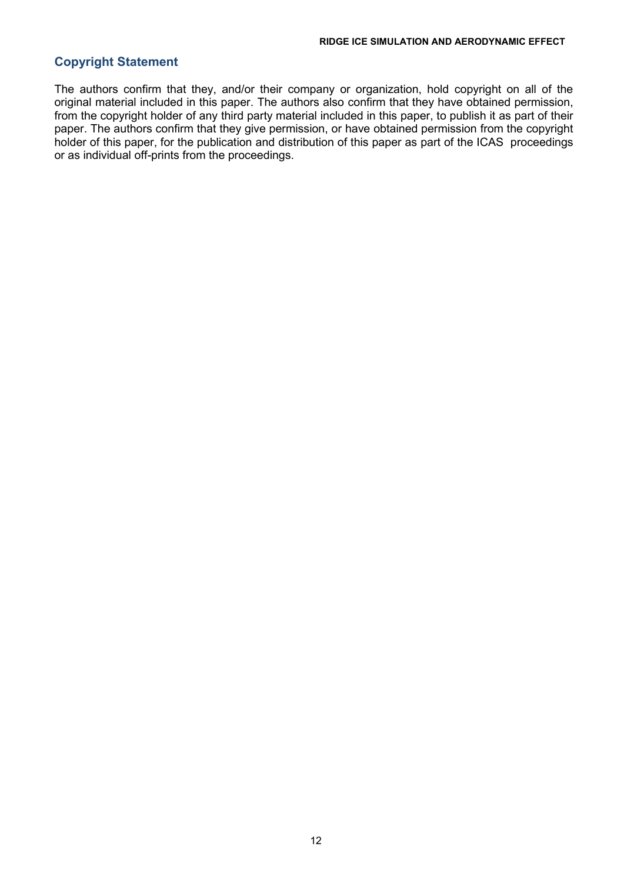## Copyright Statement

The authors confirm that they, and/or their company or organization, hold copyright on all of the original material included in this paper. The authors also confirm that they have obtained permission, from the copyright holder of any third party material included in this paper, to publish it as part of their paper. The authors confirm that they give permission, or have obtained permission from the copyright holder of this paper, for the publication and distribution of this paper as part of the ICAS proceedings or as individual off-prints from the proceedings.